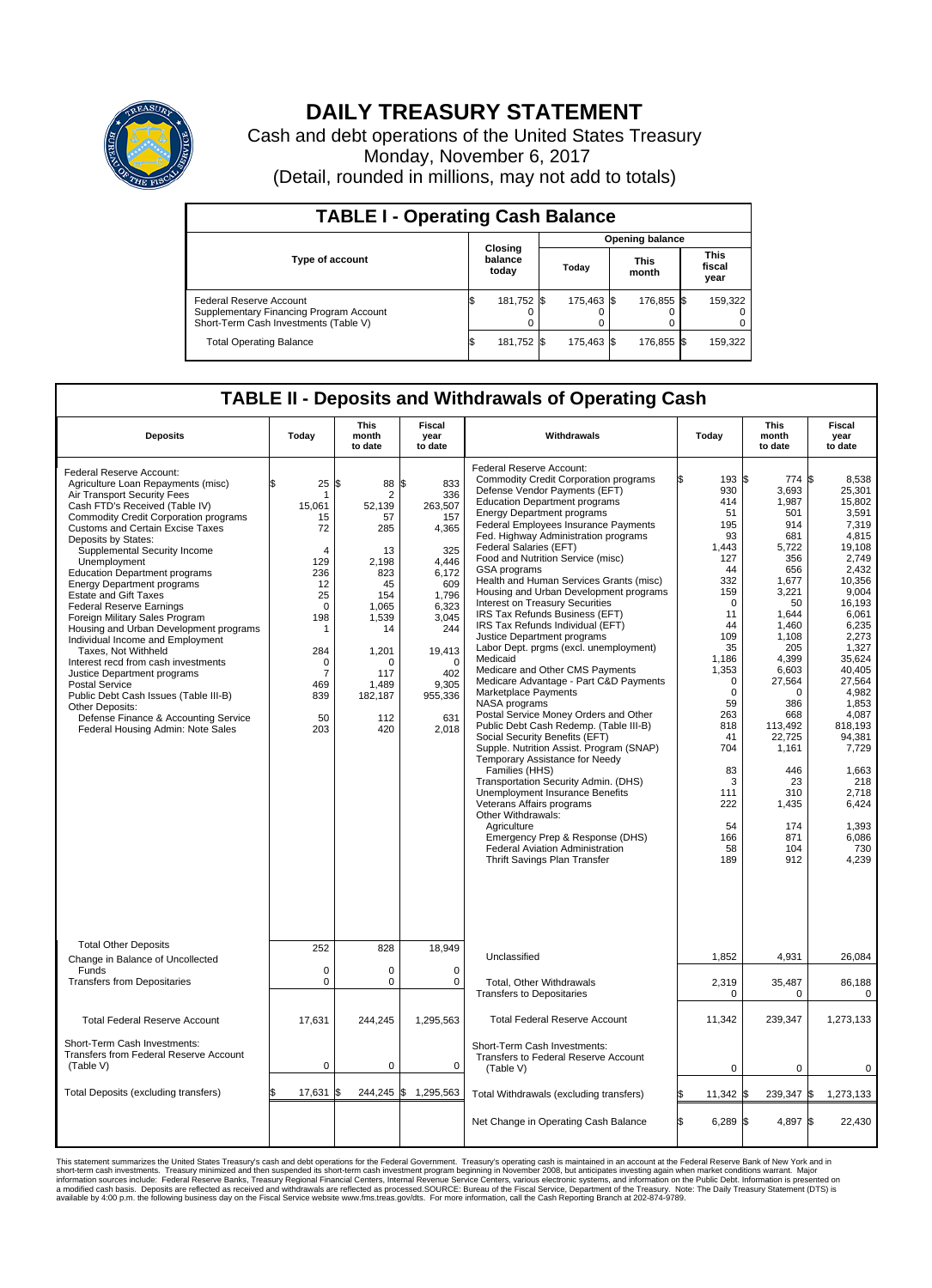# DAILY TREASURY STATEMENT

Cash and debt operations of the United States Treasury

Monday, November 6, 2017

(Detail, rounded in millions, may not add to totals)

## TABLE I - Operating Cash Balance

| Type of account | Closing balance today | Opening balance Today | Opening balance This month | Opening balance This fiscal year |
|---|---|---|---|---|
| Federal Reserve Account | $ 181,752 | $ 175,463 | $ 176,855 | $ 159,322 |
| Supplementary Financing Program Account | 0 | 0 | 0 | 0 |
| Short-Term Cash Investments (Table V) | 0 | 0 | 0 | 0 |
| Total Operating Balance | $ 181,752 | $ 175,463 | $ 176,855 | $ 159,322 |

## TABLE II - Deposits and Withdrawals of Operating Cash

| Deposits | Today | This month to date | Fiscal year to date |
|---|---|---|---|
| Federal Reserve Account: | | | |
| Agriculture Loan Repayments (misc) | $ 25 | $ 88 | $ 833 |
| Air Transport Security Fees | 1 | 2 | 336 |
| Cash FTD's Received (Table IV) | 15,061 | 52,139 | 263,507 |
| Commodity Credit Corporation programs | 15 | 57 | 157 |
| Customs and Certain Excise Taxes | 72 | 285 | 4,365 |
| Deposits by States: | | | |
| Supplemental Security Income | 4 | 13 | 325 |
| Unemployment | 129 | 2,198 | 4,446 |
| Education Department programs | 236 | 823 | 6,172 |
| Energy Department programs | 12 | 45 | 609 |
| Estate and Gift Taxes | 25 | 154 | 1,796 |
| Federal Reserve Earnings | 0 | 1,065 | 6,323 |
| Foreign Military Sales Program | 198 | 1,539 | 3,045 |
| Housing and Urban Development programs | 1 | 14 | 244 |
| Individual Income and Employment Taxes, Not Withheld | 284 | 1,201 | 19,413 |
| Interest recd from cash investments | 0 | 0 | 0 |
| Justice Department programs | 7 | 117 | 402 |
| Postal Service | 469 | 1,489 | 9,305 |
| Public Debt Cash Issues (Table III-B) | 839 | 182,187 | 955,336 |
| Other Deposits: | | | |
| Defense Finance & Accounting Service | 50 | 112 | 631 |
| Federal Housing Admin: Note Sales | 203 | 420 | 2,018 |
| Total Other Deposits | 252 | 828 | 18,949 |
| Change in Balance of Uncollected Funds | 0 | 0 | 0 |
| Transfers from Depositaries | 0 | 0 | 0 |
| Total Federal Reserve Account | 17,631 | 244,245 | 1,295,563 |
| Short-Term Cash Investments: Transfers from Federal Reserve Account (Table V) | 0 | 0 | 0 |
| Total Deposits (excluding transfers) | $ 17,631 | $ 244,245 | $ 1,295,563 |

| Withdrawals | Today | This month to date | Fiscal year to date |
|---|---|---|---|
| Federal Reserve Account: | | | |
| Commodity Credit Corporation programs | $ 193 | $ 774 | $ 8,538 |
| Defense Vendor Payments (EFT) | 930 | 3,693 | 25,301 |
| Education Department programs | 414 | 1,987 | 15,802 |
| Energy Department programs | 51 | 501 | 3,591 |
| Federal Employees Insurance Payments | 195 | 914 | 7,319 |
| Fed. Highway Administration programs | 93 | 681 | 4,815 |
| Federal Salaries (EFT) | 1,443 | 5,722 | 19,108 |
| Food and Nutrition Service (misc) | 127 | 356 | 2,749 |
| GSA programs | 44 | 656 | 2,432 |
| Health and Human Services Grants (misc) | 332 | 1,677 | 10,356 |
| Housing and Urban Development programs | 159 | 3,221 | 9,004 |
| Interest on Treasury Securities | 0 | 50 | 16,193 |
| IRS Tax Refunds Business (EFT) | 11 | 1,644 | 6,061 |
| IRS Tax Refunds Individual (EFT) | 44 | 1,460 | 6,235 |
| Justice Department programs | 109 | 1,108 | 2,273 |
| Labor Dept. prgms (excl. unemployment) | 35 | 205 | 1,327 |
| Medicaid | 1,186 | 4,399 | 35,624 |
| Medicare and Other CMS Payments | 1,353 | 6,603 | 40,405 |
| Medicare Advantage - Part C&D Payments | 0 | 27,564 | 27,564 |
| Marketplace Payments | 0 | 0 | 4,982 |
| NASA programs | 59 | 386 | 1,853 |
| Postal Service Money Orders and Other | 263 | 668 | 4,087 |
| Public Debt Cash Redemp. (Table III-B) | 818 | 113,492 | 818,193 |
| Social Security Benefits (EFT) | 41 | 22,725 | 94,381 |
| Supple. Nutrition Assist. Program (SNAP) | 704 | 1,161 | 7,729 |
| Temporary Assistance for Needy Families (HHS) | 83 | 446 | 1,663 |
| Transportation Security Admin. (DHS) | 3 | 23 | 218 |
| Unemployment Insurance Benefits | 111 | 310 | 2,718 |
| Veterans Affairs programs | 222 | 1,435 | 6,424 |
| Other Withdrawals: | | | |
| Agriculture | 54 | 174 | 1,393 |
| Emergency Prep & Response (DHS) | 166 | 871 | 6,086 |
| Federal Aviation Administration | 58 | 104 | 730 |
| Thrift Savings Plan Transfer | 189 | 912 | 4,239 |
| Unclassified | 1,852 | 4,931 | 26,084 |
| Total, Other Withdrawals | 2,319 | 35,487 | 86,188 |
| Transfers to Depositaries | 0 | 0 | 0 |
| Total Federal Reserve Account | 11,342 | 239,347 | 1,273,133 |
| Short-Term Cash Investments: Transfers to Federal Reserve Account (Table V) | 0 | 0 | 0 |
| Total Withdrawals (excluding transfers) | $ 11,342 | $ 239,347 | $ 1,273,133 |
| Net Change in Operating Cash Balance | $ 6,289 | $ 4,897 | $ 22,430 |

This statement summarizes the United States Treasury's cash and debt operations for the Federal Government. Treasury's operating cash is maintained in an account at the Federal Reserve Bank of New York and in short-term cash investments. Treasury minimized and then suspended its short-term cash investment program beginning in November 2008, but anticipates investing again when market conditions warrant. Major information sources include: Federal Reserve Banks, Treasury Regional Financial Centers, Internal Revenue Service Centers, various electronic systems, and information on the Public Debt. Information is presented on a modified cash basis. Deposits are reflected as received and withdrawals are reflected as processed.SOURCE: Bureau of the Fiscal Service, Department of the Treasury. Note: The Daily Treasury Statement (DTS) is available by 4:00 p.m. the following business day on the Fiscal Service website www.fms.treas.gov/dts. For more information, call the Cash Reporting Branch at 202-874-9789.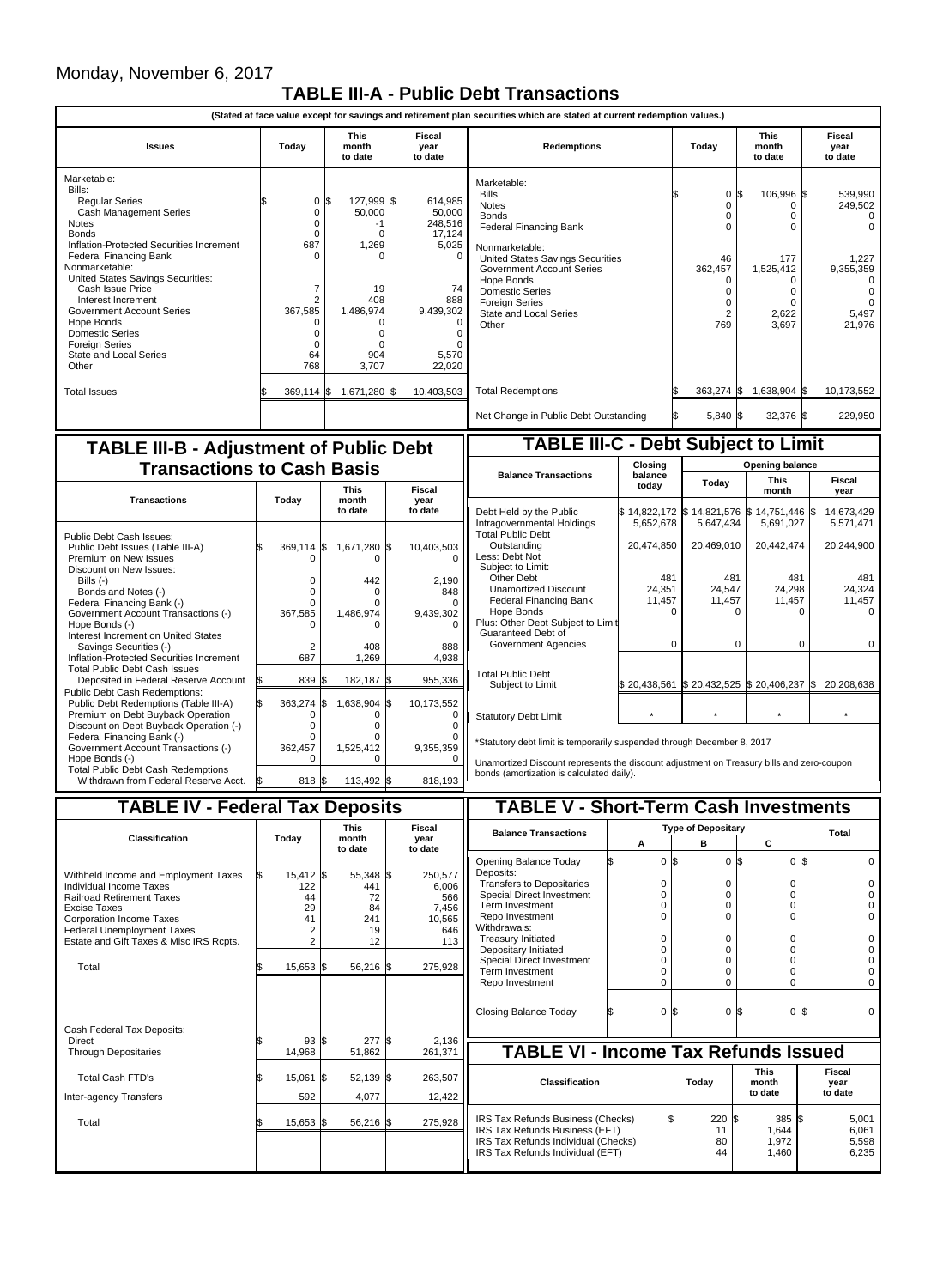Monday, November 6, 2017

# TABLE III-A - Public Debt Transactions

(Stated at face value except for savings and retirement plan securities which are stated at current redemption values.)

| Issues | Today | This month to date | Fiscal year to date |
|---|---|---|---|
| Marketable: | | | |
| Bills: | | | |
| Regular Series | $ 0 | $ 127,999 | $ 614,985 |
| Cash Management Series | 0 | 50,000 | 50,000 |
| Notes | 0 | -1 | 248,516 |
| Bonds | 0 | 0 | 17,124 |
| Inflation-Protected Securities Increment | 687 | 1,269 | 5,025 |
| Federal Financing Bank | 0 | 0 | 0 |
| Nonmarketable: | | | |
| United States Savings Securities: | | | |
| Cash Issue Price | 7 | 19 | 74 |
| Interest Increment | 2 | 408 | 888 |
| Government Account Series | 367,585 | 1,486,974 | 9,439,302 |
| Hope Bonds | 0 | 0 | 0 |
| Domestic Series | 0 | 0 | 0 |
| Foreign Series | 0 | 0 | 0 |
| State and Local Series | 64 | 904 | 5,570 |
| Other | 768 | 3,707 | 22,020 |
| Total Issues | $ 369,114 | $ 1,671,280 | $ 10,403,503 |

| Redemptions | Today | This month to date | Fiscal year to date |
|---|---|---|---|
| Marketable: | | | |
| Bills | $ 0 | $ 106,996 | $ 539,990 |
| Notes | 0 | 0 | 249,502 |
| Bonds | 0 | 0 | 0 |
| Federal Financing Bank | 0 | 0 | 0 |
| Nonmarketable: | | | |
| United States Savings Securities | 46 | 177 | 1,227 |
| Government Account Series | 362,457 | 1,525,412 | 9,355,359 |
| Hope Bonds | 0 | 0 | 0 |
| Domestic Series | 0 | 0 | 0 |
| Foreign Series | 0 | 0 | 0 |
| State and Local Series | 2 | 2,622 | 5,497 |
| Other | 769 | 3,697 | 21,976 |
| Total Redemptions | $ 363,274 | $ 1,638,904 | $ 10,173,552 |
| Net Change in Public Debt Outstanding | $ 5,840 | $ 32,376 | $ 229,950 |

# TABLE III-B - Adjustment of Public Debt Transactions to Cash Basis

| Transactions | Today | This month to date | Fiscal year to date |
|---|---|---|---|
| Public Debt Cash Issues: | | | |
| Public Debt Issues (Table III-A) | $ 369,114 | $ 1,671,280 | $ 10,403,503 |
| Premium on New Issues | 0 | 0 | 0 |
| Discount on New Issues: | | | |
| Bills (-) | 0 | 442 | 2,190 |
| Bonds and Notes (-) | 0 | 0 | 848 |
| Federal Financing Bank (-) | 0 | 0 | 0 |
| Government Account Transactions (-) | 367,585 | 1,486,974 | 9,439,302 |
| Hope Bonds (-) | 0 | 0 | 0 |
| Interest Increment on United States Savings Securities (-) | 2 | 408 | 888 |
| Inflation-Protected Securities Increment | 687 | 1,269 | 4,938 |
| Total Public Debt Cash Issues Deposited in Federal Reserve Account | $ 839 | $ 182,187 | $ 955,336 |
| Public Debt Cash Redemptions: | | | |
| Public Debt Redemptions (Table III-A) | $ 363,274 | $ 1,638,904 | $ 10,173,552 |
| Premium on Debt Buyback Operation | 0 | 0 | 0 |
| Discount on Debt Buyback Operation (-) | 0 | 0 | 0 |
| Federal Financing Bank (-) | 0 | 0 | 0 |
| Government Account Transactions (-) | 362,457 | 1,525,412 | 9,355,359 |
| Hope Bonds (-) | 0 | 0 | 0 |
| Total Public Debt Cash Redemptions Withdrawn from Federal Reserve Acct. | $ 818 | $ 113,492 | $ 818,193 |

# TABLE III-C - Debt Subject to Limit

| Balance Transactions | Closing balance today | Opening balance Today | Opening balance This month | Opening balance Fiscal year |
|---|---|---|---|---|
| Debt Held by the Public | $ 14,822,172 | $ 14,821,576 | $ 14,751,446 | $ 14,673,429 |
| Intragovernmental Holdings | 5,652,678 | 5,647,434 | 5,691,027 | 5,571,471 |
| Total Public Debt Outstanding | 20,474,850 | 20,469,010 | 20,442,474 | 20,244,900 |
| Less: Debt Not Subject to Limit: | | | | |
| Other Debt | 481 | 481 | 481 | 481 |
| Unamortized Discount | 24,351 | 24,547 | 24,298 | 24,324 |
| Federal Financing Bank | 11,457 | 11,457 | 11,457 | 11,457 |
| Hope Bonds | 0 | 0 | 0 | 0 |
| Plus: Other Debt Subject to Limit | | | | |
| Guaranteed Debt of Government Agencies | 0 | 0 | 0 | 0 |
| Total Public Debt Subject to Limit | $ 20,438,561 | $ 20,432,525 | $ 20,406,237 | $ 20,208,638 |
| Statutory Debt Limit | * | * | * | * |

*Statutory debt limit is temporarily suspended through December 8, 2017

Unamortized Discount represents the discount adjustment on Treasury bills and zero-coupon bonds (amortization is calculated daily).

# TABLE IV - Federal Tax Deposits

| Classification | Today | This month to date | Fiscal year to date |
|---|---|---|---|
| Withheld Income and Employment Taxes | $ 15,412 | $ 55,348 | $ 250,577 |
| Individual Income Taxes | 122 | 441 | 6,006 |
| Railroad Retirement Taxes | 44 | 72 | 566 |
| Excise Taxes | 29 | 84 | 7,456 |
| Corporation Income Taxes | 41 | 241 | 10,565 |
| Federal Unemployment Taxes | 2 | 19 | 646 |
| Estate and Gift Taxes & Misc IRS Rcpts. | 2 | 12 | 113 |
| Total | $ 15,653 | $ 56,216 | $ 275,928 |
| Cash Federal Tax Deposits: | | | |
| Direct | $ 93 | $ 277 | $ 2,136 |
| Through Depositaries | 14,968 | 51,862 | 261,371 |
| Total Cash FTD's | $ 15,061 | $ 52,139 | $ 263,507 |
| Inter-agency Transfers | 592 | 4,077 | 12,422 |
| Total | $ 15,653 | $ 56,216 | $ 275,928 |

# TABLE V - Short-Term Cash Investments

| Balance Transactions | Type of Depositary A | Type of Depositary B | Type of Depositary C | Total |
|---|---|---|---|---|
| Opening Balance Today | $ 0 | $ 0 | $ 0 | $ 0 |
| Deposits: | | | | |
| Transfers to Depositaries | 0 | 0 | 0 | 0 |
| Special Direct Investment | 0 | 0 | 0 | 0 |
| Term Investment | 0 | 0 | 0 | 0 |
| Repo Investment | 0 | 0 | 0 | 0 |
| Withdrawals: | | | | |
| Treasury Initiated | 0 | 0 | 0 | 0 |
| Depositary Initiated | 0 | 0 | 0 | 0 |
| Special Direct Investment | 0 | 0 | 0 | 0 |
| Term Investment | 0 | 0 | 0 | 0 |
| Repo Investment | 0 | 0 | 0 | 0 |
| Closing Balance Today | $ 0 | $ 0 | $ 0 | $ 0 |

# TABLE VI - Income Tax Refunds Issued

| Classification | Today | This month to date | Fiscal year to date |
|---|---|---|---|
| IRS Tax Refunds Business (Checks) | $ 220 | $ 385 | $ 5,001 |
| IRS Tax Refunds Business (EFT) | 11 | 1,644 | 6,061 |
| IRS Tax Refunds Individual (Checks) | 80 | 1,972 | 5,598 |
| IRS Tax Refunds Individual (EFT) | 44 | 1,460 | 6,235 |